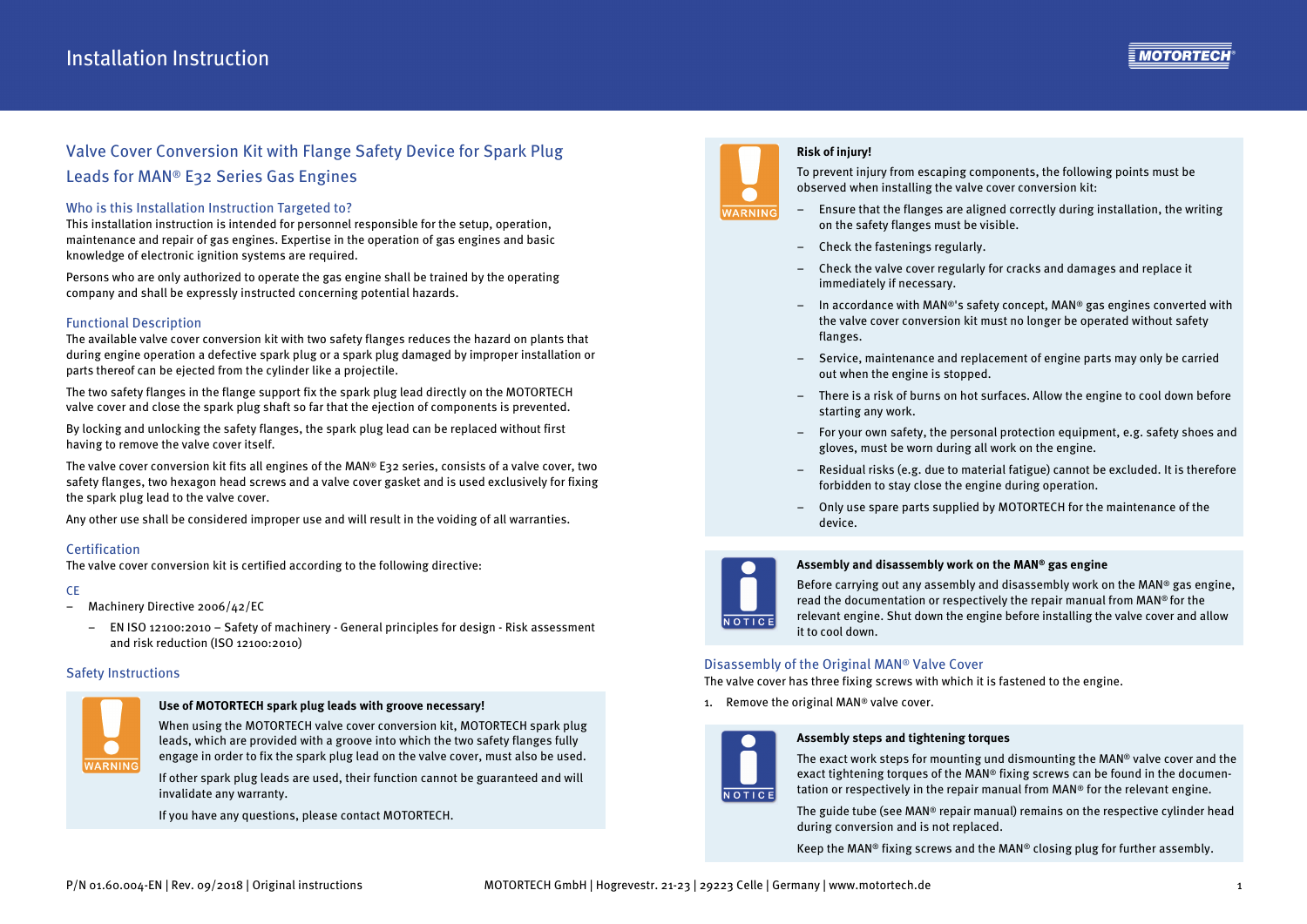# Valve Cover Conversion Kit with Flange Safety Device for Spark Plug Leads for MAN® E32 Series Gas Engines

## Who is this Installation Instruction Targeted to?

This installation instruction is intended for personnel responsible for the setup, operation, maintenance and repair of gas engines. Expertise in the operation of gas engines and basic knowledge of electronic ignition systems are required.

Persons who are only authorized to operate the gas engine shall be trained by the operating company and shall be expressly instructed concerning potential hazards.

## Functional Description

The available valve cover conversion kit with two safety flanges reduces the hazard on plants that during engine operation a defective spark plug or a spark plug damaged by improper installation or parts thereof can be ejected from the cylinder like a projectile.

The two safety flanges in the flange support fix the spark plug lead directly on the MOTORTECH valve cover and close the spark plug shaft so far that the ejection of components is prevented.

By locking and unlocking the safety flanges, the spark plug lead can be replaced without first having to remove the valve cover itself.

The valve cover conversion kit fits all engines of the MAN® E32 series, consists of a valve cover, two safety flanges, two hexagon head screws and a valve cover gasket and is used exclusively for fixing the spark plug lead to the valve cover.

Any other use shall be considered improper use and will result in the voiding of all warranties.

## Certification

The valve cover conversion kit is certified according to the following directive:

### CE

- Machinery Directive 2006/42/EC
  - EN ISO 12100:2010 – Safety of machinery - General principles for design - Risk assessment and risk reduction (ISO 12100:2010)

## Safety Instructions

> **WARNING**
>
> **Use of MOTORTECH spark plug leads with groove necessary!**
>
> When using the MOTORTECH valve cover conversion kit, MOTORTECH spark plug leads, which are provided with a groove into which the two safety flanges fully engage in order to fix the spark plug lead on the valve cover, must also be used.
>
> If other spark plug leads are used, their function cannot be guaranteed and will invalidate any warranty.
>
> If you have any questions, please contact MOTORTECH.

> **WARNING**
>
> **Risk of injury!**
>
> To prevent injury from escaping components, the following points must be observed when installing the valve cover conversion kit:
>
> - Ensure that the flanges are aligned correctly during installation, the writing on the safety flanges must be visible.
> - Check the fastenings regularly.
> - Check the valve cover regularly for cracks and damages and replace it immediately if necessary.
> - In accordance with MAN®'s safety concept, MAN® gas engines converted with the valve cover conversion kit must no longer be operated without safety flanges.
> - Service, maintenance and replacement of engine parts may only be carried out when the engine is stopped.
> - There is a risk of burns on hot surfaces. Allow the engine to cool down before starting any work.
> - For your own safety, the personal protection equipment, e.g. safety shoes and gloves, must be worn during all work on the engine.
> - Residual risks (e.g. due to material fatigue) cannot be excluded. It is therefore forbidden to stay close the engine during operation.
> - Only use spare parts supplied by MOTORTECH for the maintenance of the device.

> **NOTICE**
>
> **Assembly and disassembly work on the MAN® gas engine**
>
> Before carrying out any assembly and disassembly work on the MAN® gas engine, read the documentation or respectively the repair manual from MAN® for the relevant engine. Shut down the engine before installing the valve cover and allow it to cool down.

## Disassembly of the Original MAN® Valve Cover

The valve cover has three fixing screws with which it is fastened to the engine.

1. Remove the original MAN® valve cover.

> **NOTICE**
>
> **Assembly steps and tightening torques**
>
> The exact work steps for mounting und dismounting the MAN® valve cover and the exact tightening torques of the MAN® fixing screws can be found in the documentation or respectively in the repair manual from MAN® for the relevant engine.
>
> The guide tube (see MAN® repair manual) remains on the respective cylinder head during conversion and is not replaced.
>
> Keep the MAN® fixing screws and the MAN® closing plug for further assembly.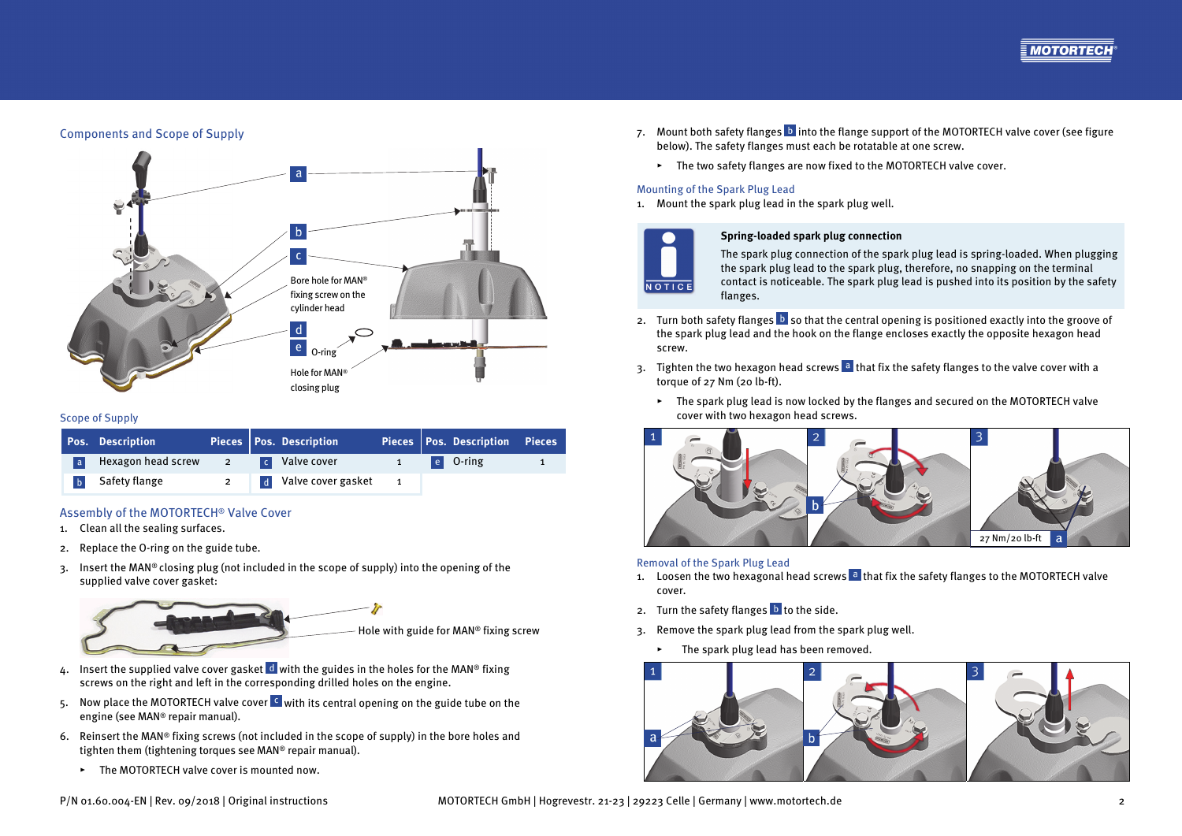## Components and Scope of Supply

a

b

c

Bore hole for MAN® fixing screw on the cylinder head

d

e O-ring

Hole for MAN® closing plug

### Scope of Supply

| Pos. | Description | Pieces | Pos. | Description | Pieces | Pos. | Description | Pieces |
|---|---|---|---|---|---|---|---|---|
| a | Hexagon head screw | 2 | c | Valve cover | 1 | e | O-ring | 1 |
| b | Safety flange | 2 | d | Valve cover gasket | 1 | | | |

## Assembly of the MOTORTECH® Valve Cover

1. Clean all the sealing surfaces.
2. Replace the O-ring on the guide tube.
3. Insert the MAN® closing plug (not included in the scope of supply) into the opening of the supplied valve cover gasket:

Hole with guide for MAN® fixing screw

4. Insert the supplied valve cover gasket d with the guides in the holes for the MAN® fixing screws on the right and left in the corresponding drilled holes on the engine.
5. Now place the MOTORTECH valve cover c with its central opening on the guide tube on the engine (see MAN® repair manual).
6. Reinsert the MAN® fixing screws (not included in the scope of supply) in the bore holes and tighten them (tightening torques see MAN® repair manual).
   - The MOTORTECH valve cover is mounted now.
7. Mount both safety flanges b into the flange support of the MOTORTECH valve cover (see figure below). The safety flanges must each be rotatable at one screw.
   - The two safety flanges are now fixed to the MOTORTECH valve cover.

## Mounting of the Spark Plug Lead

1. Mount the spark plug lead in the spark plug well.

> NOTICE
>
> **Spring-loaded spark plug connection**
>
> The spark plug connection of the spark plug lead is spring-loaded. When plugging the spark plug lead to the spark plug, therefore, no snapping on the terminal contact is noticeable. The spark plug lead is pushed into its position by the safety flanges.

2. Turn both safety flanges b so that the central opening is positioned exactly into the groove of the spark plug lead and the hook on the flange encloses exactly the opposite hexagon head screw.
3. Tighten the two hexagon head screws a that fix the safety flanges to the valve cover with a torque of 27 Nm (20 lb-ft).
   - The spark plug lead is now locked by the flanges and secured on the MOTORTECH valve cover with two hexagon head screws.

1 2 b 3 27 Nm/20 lb-ft a

## Removal of the Spark Plug Lead

1. Loosen the two hexagonal head screws a that fix the safety flanges to the MOTORTECH valve cover.
2. Turn the safety flanges b to the side.
3. Remove the spark plug lead from the spark plug well.
   - The spark plug lead has been removed.

1 a 2 b 3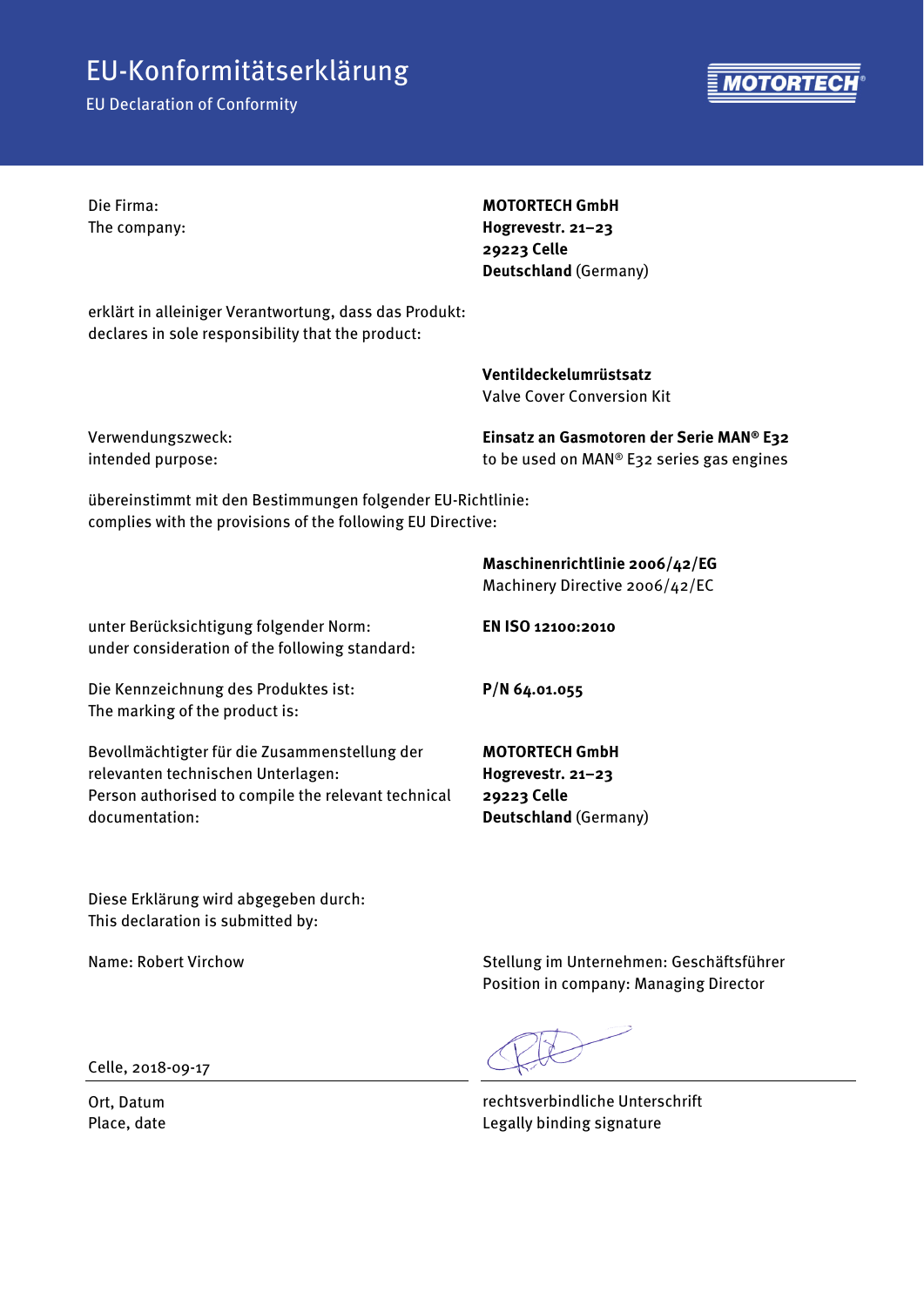# EU-Konformitätserklärung

EU Declaration of Conformity

MOTORTECH

| | |
|---|---|
| Die Firma:<br>The company: | **MOTORTECH GmbH**<br>**Hogrevestr. 21–23**<br>**29223 Celle**<br>**Deutschland** (Germany) |

erklärt in alleiniger Verantwortung, dass das Produkt:
declares in sole responsibility that the product:

| | |
|---|---|
| | **Ventildeckelumrüstsatz**<br>Valve Cover Conversion Kit |
| Verwendungszweck:<br>intended purpose: | **Einsatz an Gasmotoren der Serie MAN® E32**<br>to be used on MAN® E32 series gas engines |

übereinstimmt mit den Bestimmungen folgender EU-Richtlinie:
complies with the provisions of the following EU Directive:

| | |
|---|---|
| | **Maschinenrichtlinie 2006/42/EG**<br>Machinery Directive 2006/42/EC |
| unter Berücksichtigung folgender Norm:<br>under consideration of the following standard: | **EN ISO 12100:2010** |
| Die Kennzeichnung des Produktes ist:<br>The marking of the product is: | **P/N 64.01.055** |
| Bevollmächtigter für die Zusammenstellung der relevanten technischen Unterlagen:<br>Person authorised to compile the relevant technical documentation: | **MOTORTECH GmbH**<br>**Hogrevestr. 21–23**<br>**29223 Celle**<br>**Deutschland** (Germany) |

Diese Erklärung wird abgegeben durch:
This declaration is submitted by:

| | |
|---|---|
| Name: Robert Virchow | Stellung im Unternehmen: Geschäftsführer<br>Position in company: Managing Director |
| Celle, 2018-09-17 | |
| Ort, Datum<br>Place, date | rechtsverbindliche Unterschrift<br>Legally binding signature |